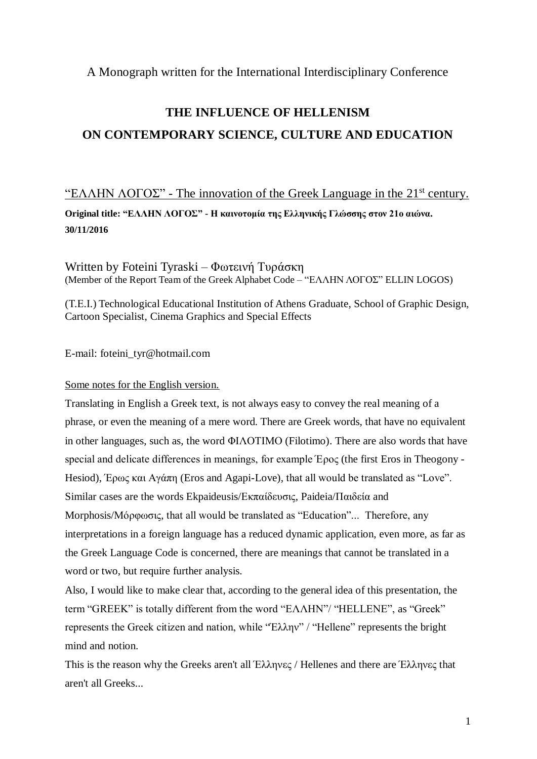A Monograph written for the International Interdisciplinary Conference

# THE INFLUENCE OF HELLENISM
# ON CONTEMPORARY SCIENCE, CULTURE AND EDUCATION

## "ΕΛΛΗΝ ΛΟΓΟΣ" - The innovation of the Greek Language in the 21st century.

**Original title: "ΕΛΛΗΝ ΛΟΓΟΣ" - Η καινοτομία της Ελληνικής Γλώσσης στον 21ο αιώνα.**
**30/11/2016**

Written by Foteini Tyraski – Φωτεινή Τυράσκη
(Member of the Report Team of the Greek Alphabet Code – "ΕΛΛΗΝ ΛΟΓΟΣ" ELLIN LOGOS)

(T.E.I.) Technological Educational Institution of Athens Graduate, School of Graphic Design, Cartoon Specialist, Cinema Graphics and Special Effects

E-mail: foteini_tyr@hotmail.com

Some notes for the English version.

Translating in English a Greek text, is not always easy to convey the real meaning of a phrase, or even the meaning of a mere word. There are Greek words, that have no equivalent in other languages, such as, the word ΦΙΛΟΤΙΜΟ (Filotimo). There are also words that have special and delicate differences in meanings, for example Έρος (the first Eros in Theogony - Hesiod), Έρως και Αγάπη (Eros and Agapi-Love), that all would be translated as "Love". Similar cases are the words Ekpaideusis/Εκπαίδευσις, Paideia/Παιδεία and Morphosis/Μόρφωσις, that all would be translated as "Education"... Therefore, any interpretations in a foreign language has a reduced dynamic application, even more, as far as the Greek Language Code is concerned, there are meanings that cannot be translated in a word or two, but require further analysis.

Also, I would like to make clear that, according to the general idea of this presentation, the term "GREEK" is totally different from the word "ΕΛΛΗΝ"/ "HELLENE", as "Greek" represents the Greek citizen and nation, while "Έλλην" / "Hellene" represents the bright mind and notion.

This is the reason why the Greeks aren't all Έλληνες / Hellenes and there are Έλληνες that aren't all Greeks...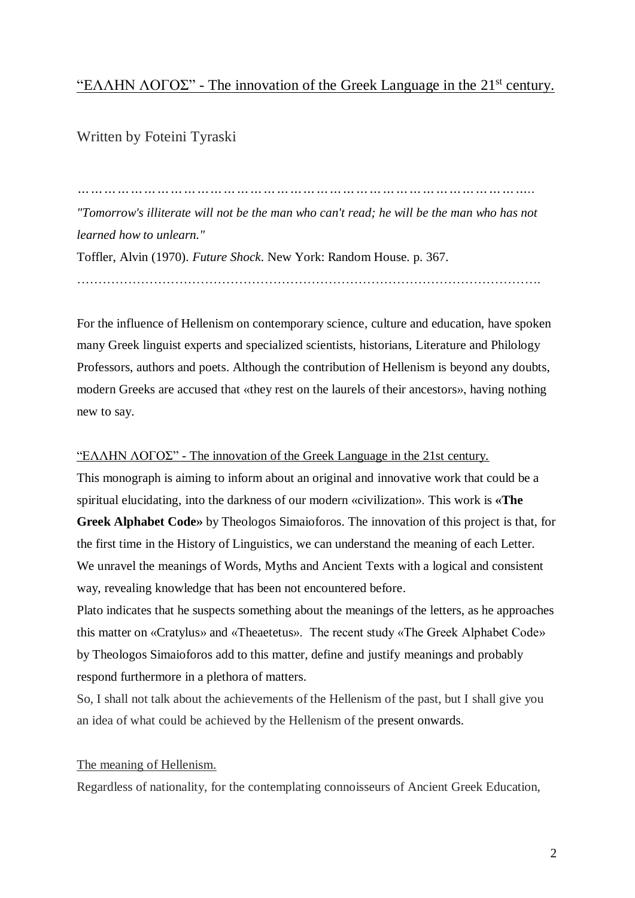# “ΕΛΛΗΝ ΛΟΓΟΣ” - The innovation of the Greek Language in the 21st century.

Written by Foteini Tyraski

…………………………………………………………………………………………….

*"Tomorrow's illiterate will not be the man who can't read; he will be the man who has not learned how to unlearn."*

Toffler, Alvin (1970). *Future Shock*. New York: Random House. p. 367.

…………………………………………………………………………………………….

For the influence of Hellenism on contemporary science, culture and education, have spoken many Greek linguist experts and specialized scientists, historians, Literature and Philology Professors, authors and poets. Although the contribution of Hellenism is beyond any doubts, modern Greeks are accused that «they rest on the laurels of their ancestors», having nothing new to say.

“ΕΛΛΗΝ ΛΟΓΟΣ” - The innovation of the Greek Language in the 21st century.

This monograph is aiming to inform about an original and innovative work that could be a spiritual elucidating, into the darkness of our modern «civilization». This work is **«The Greek Alphabet Code»** by Theologos Simaioforos. The innovation of this project is that, for the first time in the History of Linguistics, we can understand the meaning of each Letter. We unravel the meanings of Words, Myths and Ancient Texts with a logical and consistent way, revealing knowledge that has been not encountered before.

Plato indicates that he suspects something about the meanings of the letters, as he approaches this matter on «Cratylus» and «Theaetetus». The recent study «The Greek Alphabet Code» by Theologos Simaioforos add to this matter, define and justify meanings and probably respond furthermore in a plethora of matters.

So, I shall not talk about the achievements of the Hellenism of the past, but I shall give you an idea of what could be achieved by the Hellenism of the present onwards.

## The meaning of Hellenism.

Regardless of nationality, for the contemplating connoisseurs of Ancient Greek Education,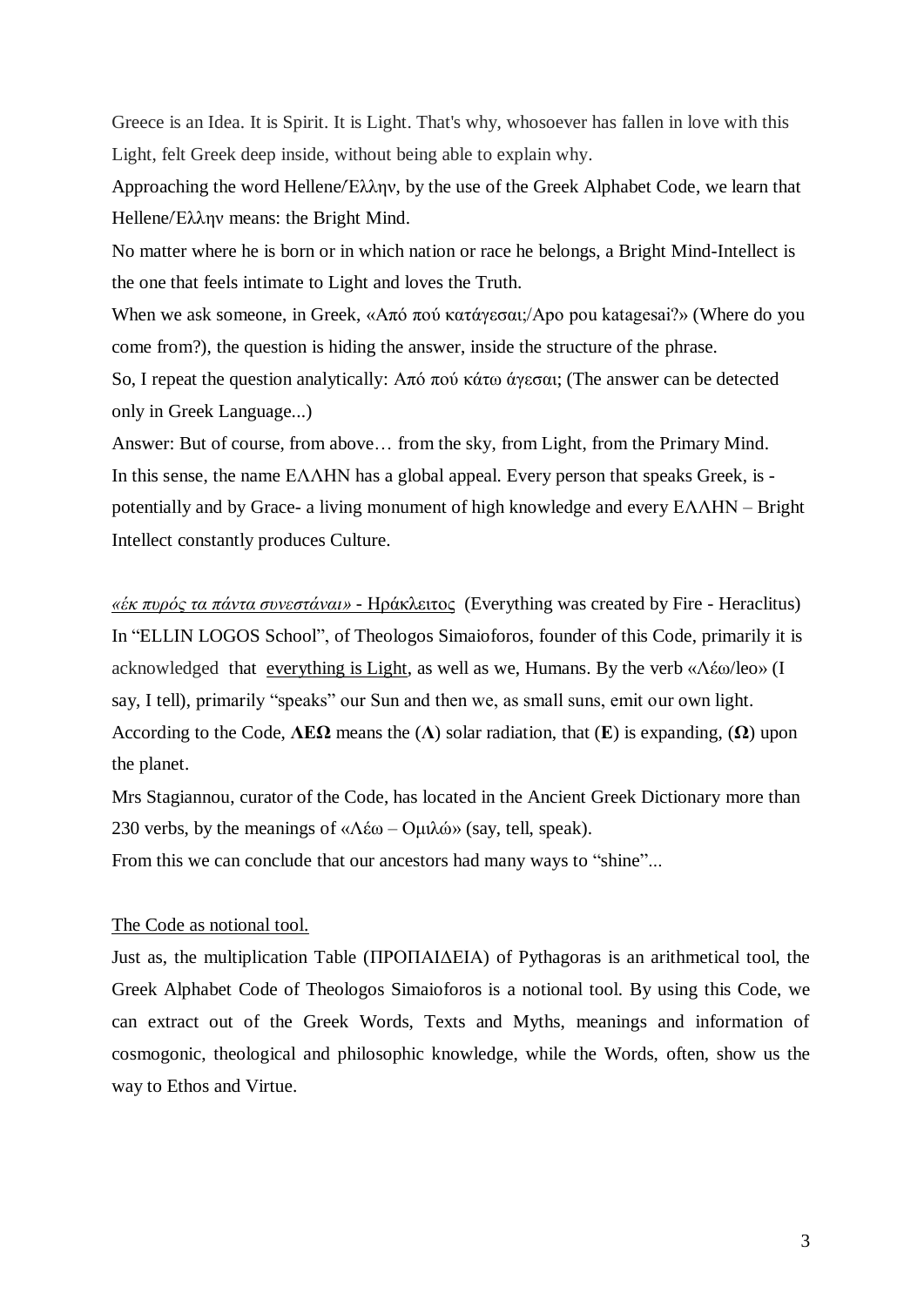Greece is an Idea. It is Spirit. It is Light. That's why, whosoever has fallen in love with this Light, felt Greek deep inside, without being able to explain why.

Approaching the word Hellene/Ελλην, by the use of the Greek Alphabet Code, we learn that Hellene/Ελλην means: the Bright Mind.

No matter where he is born or in which nation or race he belongs, a Bright Mind-Intellect is the one that feels intimate to Light and loves the Truth.

When we ask someone, in Greek, «Από πού κατάγεσαι;/Apo pou katagesai?» (Where do you come from?), the question is hiding the answer, inside the structure of the phrase.

So, I repeat the question analytically: Από πού κάτω άγεσαι; (The answer can be detected only in Greek Language...)

Answer: But of course, from above… from the sky, from Light, from the Primary Mind.

In this sense, the name ΕΛΛΗΝ has a global appeal. Every person that speaks Greek, is -potentially and by Grace- a living monument of high knowledge and every ΕΛΛΗΝ – Bright Intellect constantly produces Culture.

*«έκ πυρός τα πάντα συνεστάναι»* - Ηράκλειτος (Everything was created by Fire - Heraclitus)

In "ELLIN LOGOS School", of Theologos Simaioforos, founder of this Code, primarily it is acknowledged that everything is Light, as well as we, Humans. By the verb «Λέω/leo» (I say, I tell), primarily "speaks" our Sun and then we, as small suns, emit our own light.

According to the Code, **ΛΕΩ** means the (**Λ**) solar radiation, that (**Ε**) is expanding, (**Ω**) upon the planet.

Mrs Stagiannou, curator of the Code, has located in the Ancient Greek Dictionary more than 230 verbs, by the meanings of «Λέω – Ομιλώ» (say, tell, speak).

From this we can conclude that our ancestors had many ways to "shine"...

## The Code as notional tool.

Just as, the multiplication Table (ΠΡΟΠΑΙΔΕΙΑ) of Pythagoras is an arithmetical tool, the Greek Alphabet Code of Theologos Simaioforos is a notional tool. By using this Code, we can extract out of the Greek Words, Texts and Myths, meanings and information of cosmogonic, theological and philosophic knowledge, while the Words, often, show us the way to Ethos and Virtue.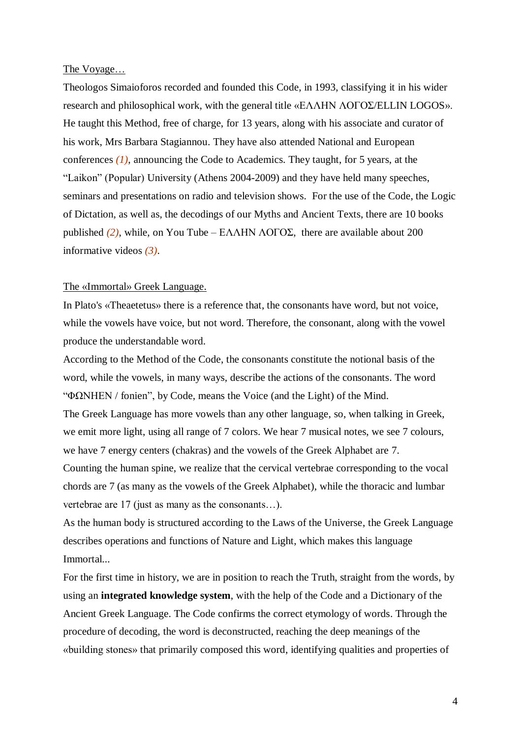The Voyage…

Theologos Simaioforos recorded and founded this Code, in 1993, classifying it in his wider research and philosophical work, with the general title «ΕΛΛΗΝ ΛΟΓΟΣ/ELLIN LOGOS». He taught this Method, free of charge, for 13 years, along with his associate and curator of his work, Mrs Barbara Stagiannou. They have also attended National and European conferences *(1)*, announcing the Code to Academics. They taught, for 5 years, at the "Laikon" (Popular) University (Athens 2004-2009) and they have held many speeches, seminars and presentations on radio and television shows. For the use of the Code, the Logic of Dictation, as well as, the decodings of our Myths and Ancient Texts, there are 10 books published *(2)*, while, on You Tube – ΕΛΛΗΝ ΛΟΓΟΣ, there are available about 200 informative videos *(3)*.

The «Immortal» Greek Language.

In Plato's «Theaetetus» there is a reference that, the consonants have word, but not voice, while the vowels have voice, but not word. Therefore, the consonant, along with the vowel produce the understandable word.

According to the Method of the Code, the consonants constitute the notional basis of the word, while the vowels, in many ways, describe the actions of the consonants. The word "ΦΩΝΗΕΝ / fonien", by Code, means the Voice (and the Light) of the Mind.

The Greek Language has more vowels than any other language, so, when talking in Greek, we emit more light, using all range of 7 colors. We hear 7 musical notes, we see 7 colours, we have 7 energy centers (chakras) and the vowels of the Greek Alphabet are 7.

Counting the human spine, we realize that the cervical vertebrae corresponding to the vocal chords are 7 (as many as the vowels of the Greek Alphabet), while the thoracic and lumbar vertebrae are 17 (just as many as the consonants…).

As the human body is structured according to the Laws of the Universe, the Greek Language describes operations and functions of Nature and Light, which makes this language Immortal...

For the first time in history, we are in position to reach the Truth, straight from the words, by using an **integrated knowledge system**, with the help of the Code and a Dictionary of the Ancient Greek Language. The Code confirms the correct etymology of words. Through the procedure of decoding, the word is deconstructed, reaching the deep meanings of the «building stones» that primarily composed this word, identifying qualities and properties of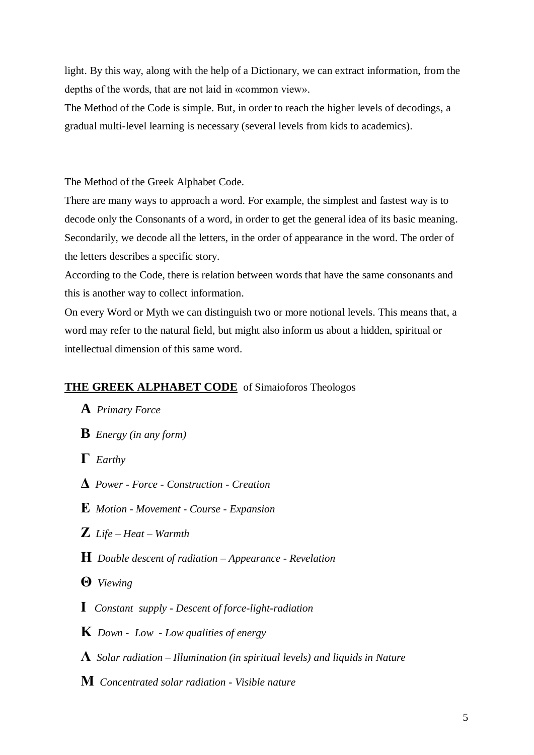light. By this way, along with the help of a Dictionary, we can extract information, from the depths of the words, that are not laid in «common view».
The Method of the Code is simple. But, in order to reach the higher levels of decodings, a gradual multi-level learning is necessary (several levels from kids to academics).

The Method of the Greek Alphabet Code.
There are many ways to approach a word. For example, the simplest and fastest way is to decode only the Consonants of a word, in order to get the general idea of its basic meaning. Secondarily, we decode all the letters, in the order of appearance in the word. The order of the letters describes a specific story.
According to the Code, there is relation between words that have the same consonants and this is another way to collect information.
On every Word or Myth we can distinguish two or more notional levels. This means that, a word may refer to the natural field, but might also inform us about a hidden, spiritual or intellectual dimension of this same word.

**THE GREEK ALPHABET CODE** of Simaioforos Theologos

**Α** *Primary Force*

**Β** *Energy (in any form)*

**Γ** *Earthy*

**Δ** *Power - Force - Construction - Creation*

**Ε** *Motion - Movement - Course - Expansion*

**Ζ** *Life – Heat – Warmth*

**Η** *Double descent of radiation – Appearance - Revelation*

**Θ** *Viewing*

**Ι** *Constant supply - Descent of force-light-radiation*

**Κ** *Down - Low - Low qualities of energy*

**Λ** *Solar radiation – Illumination (in spiritual levels) and liquids in Nature*

**Μ** *Concentrated solar radiation - Visible nature*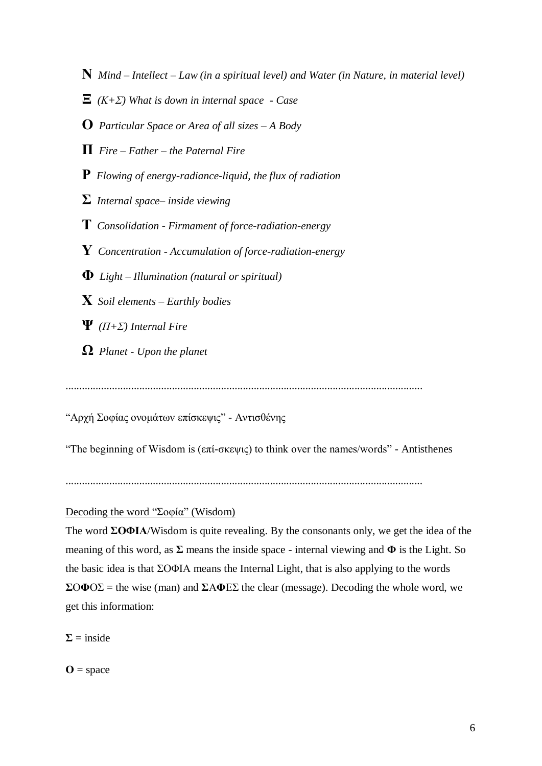**Ν** *Mind – Intellect – Law (in a spiritual level) and Water (in Nature, in material level)*

**Ξ** *(Κ+Σ) What is down in internal space - Case*

**Ο** *Particular Space or Area of all sizes – A Body*

**Π** *Fire – Father – the Paternal Fire*

**Ρ** *Flowing of energy-radiance-liquid, the flux of radiation*

**Σ** *Internal space– inside viewing*

**Τ** *Consolidation - Firmament of force-radiation-energy*

**Υ** *Concentration - Accumulation of force-radiation-energy*

**Φ** *Light – Illumination (natural or spiritual)*

**Χ** *Soil elements – Earthly bodies*

**Ψ** *(Π+Σ) Internal Fire*

**Ω** *Planet - Upon the planet*

.................................................................................................................................

"Αρχή Σοφίας ονομάτων επίσκεψις" - Αντισθένης

"The beginning of Wisdom is (επί-σκεψις) to think over the names/words" - Antisthenes

.................................................................................................................................

<u>Decoding the word "Σοφία" (Wisdom)</u>

The word **ΣΟΦΙΑ**/Wisdom is quite revealing. By the consonants only, we get the idea of the meaning of this word, as **Σ** means the inside space - internal viewing and **Φ** is the Light. So the basic idea is that ΣΟΦΙΑ means the Internal Light, that is also applying to the words **Σ**Ο**Φ**ΟΣ = the wise (man) and **Σ**Α**Φ**ΕΣ the clear (message). Decoding the whole word, we get this information:

**Σ** = inside

**Ο** = space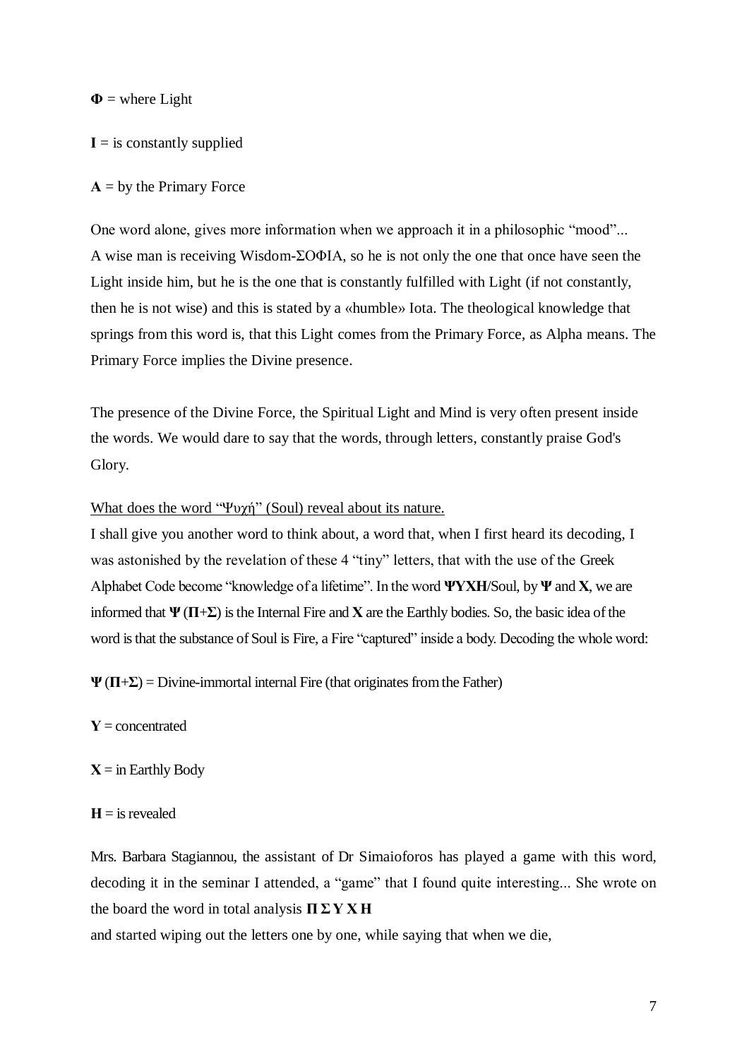**Φ** = where Light

**I** = is constantly supplied

**A** = by the Primary Force

One word alone, gives more information when we approach it in a philosophic "mood"...
A wise man is receiving Wisdom-ΣΟΦΙΑ, so he is not only the one that once have seen the Light inside him, but he is the one that is constantly fulfilled with Light (if not constantly, then he is not wise) and this is stated by a «humble» Iota. The theological knowledge that springs from this word is, that this Light comes from the Primary Force, as Alpha means. The Primary Force implies the Divine presence.

The presence of the Divine Force, the Spiritual Light and Mind is very often present inside the words. We would dare to say that the words, through letters, constantly praise God's Glory.

<u>What does the word "Ψυχή" (Soul) reveal about its nature.</u>
I shall give you another word to think about, a word that, when I first heard its decoding, I was astonished by the revelation of these 4 "tiny" letters, that with the use of the Greek Alphabet Code become "knowledge of a lifetime". In the word **ΨΥΧΗ**/Soul, by **Ψ** and **Χ**, we are informed that **Ψ** (**Π**+**Σ**) is the Internal Fire and **Χ** are the Earthly bodies. So, the basic idea of the word is that the substance of Soul is Fire, a Fire "captured" inside a body. Decoding the whole word:

**Ψ** (**Π**+**Σ**) = Divine-immortal internal Fire (that originates from the Father)

**Υ** = concentrated

**Χ** = in Earthly Body

**Η** = is revealed

Mrs. Barbara Stagiannou, the assistant of Dr Simaioforos has played a game with this word, decoding it in the seminar I attended, a "game" that I found quite interesting... She wrote on the board the word in total analysis **Π Σ Υ Χ Η**
and started wiping out the letters one by one, while saying that when we die,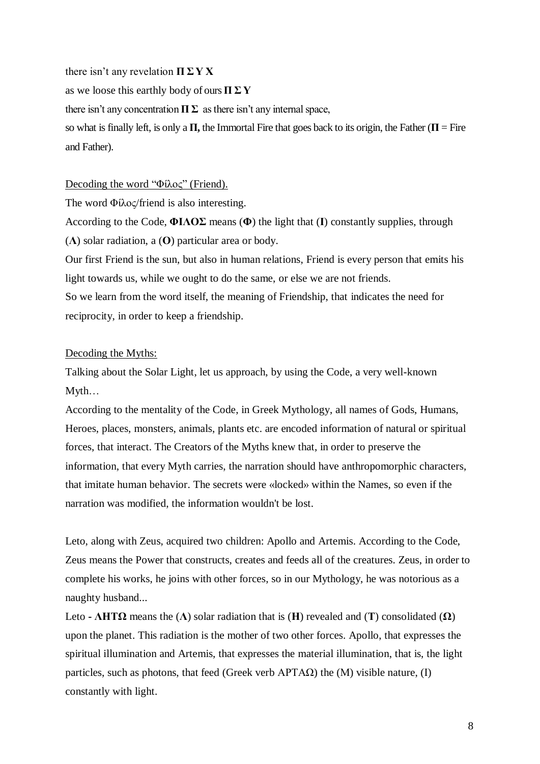there isn't any revelation **Π Σ Υ Χ**

as we loose this earthly body of ours **Π Σ Υ**

there isn't any concentration **Π Σ** as there isn't any internal space,

so what is finally left, is only a **Π,** the Immortal Fire that goes back to its origin, the Father (**Π** = Fire and Father).

Decoding the word "Φίλος" (Friend).

The word Φίλος/friend is also interesting.

According to the Code, **ΦΙΛΟΣ** means (**Φ**) the light that (**Ι**) constantly supplies, through (**Λ**) solar radiation, a (**Ο**) particular area or body.

Our first Friend is the sun, but also in human relations, Friend is every person that emits his light towards us, while we ought to do the same, or else we are not friends.

So we learn from the word itself, the meaning of Friendship, that indicates the need for reciprocity, in order to keep a friendship.

Decoding the Myths:

Talking about the Solar Light, let us approach, by using the Code, a very well-known Myth…

According to the mentality of the Code, in Greek Mythology, all names of Gods, Humans, Heroes, places, monsters, animals, plants etc. are encoded information of natural or spiritual forces, that interact. The Creators of the Myths knew that, in order to preserve the information, that every Myth carries, the narration should have anthropomorphic characters, that imitate human behavior. The secrets were «locked» within the Names, so even if the narration was modified, the information wouldn't be lost.

Leto, along with Zeus, acquired two children: Apollo and Artemis. According to the Code, Zeus means the Power that constructs, creates and feeds all of the creatures. Zeus, in order to complete his works, he joins with other forces, so in our Mythology, he was notorious as a naughty husband...

Leto - **ΛΗΤΩ** means the (**Λ**) solar radiation that is (**Η**) revealed and (**Τ**) consolidated (**Ω**) upon the planet. This radiation is the mother of two other forces. Apollo, that expresses the spiritual illumination and Artemis, that expresses the material illumination, that is, the light particles, such as photons, that feed (Greek verb ΑΡΤΑΩ) the (Μ) visible nature, (Ι) constantly with light.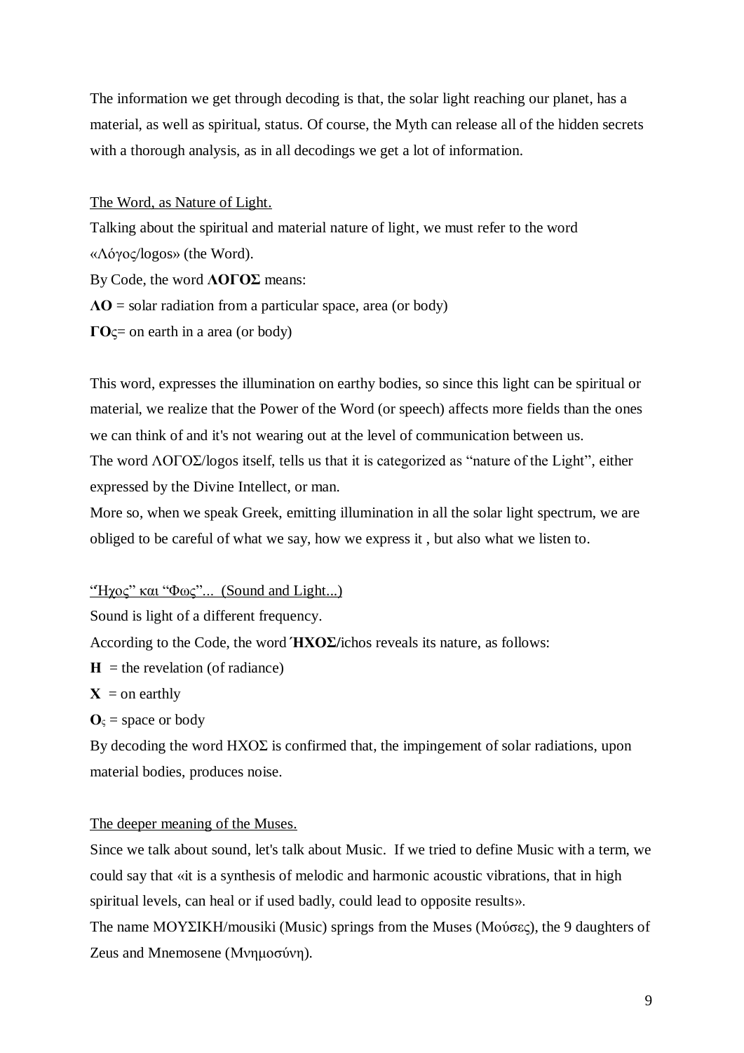The information we get through decoding is that, the solar light reaching our planet, has a material, as well as spiritual, status. Of course, the Myth can release all of the hidden secrets with a thorough analysis, as in all decodings we get a lot of information.

<u>The Word, as Nature of Light.</u>

Talking about the spiritual and material nature of light, we must refer to the word «Λόγος/logos» (the Word).

By Code, the word **ΛΟΓΟΣ** means:

**ΛΟ** = solar radiation from a particular space, area (or body)

**ΓΟ**ς= on earth in a area (or body)

This word, expresses the illumination on earthy bodies, so since this light can be spiritual or material, we realize that the Power of the Word (or speech) affects more fields than the ones we can think of and it's not wearing out at the level of communication between us.

The word ΛΟΓΟΣ/logos itself, tells us that it is categorized as "nature of the Light", either expressed by the Divine Intellect, or man.

More so, when we speak Greek, emitting illumination in all the solar light spectrum, we are obliged to be careful of what we say, how we express it , but also what we listen to.

<u>"Ήχος" και "Φως"... (Sound and Light...)</u>

Sound is light of a different frequency.

According to the Code, the word΄**ΗΧΟΣ/**ichos reveals its nature, as follows:

**Η** = the revelation (of radiance)

**Χ** = on earthly

**Ο**ς = space or body

By decoding the word ΗΧΟΣ is confirmed that, the impingement of solar radiations, upon material bodies, produces noise.

<u>The deeper meaning of the Muses.</u>

Since we talk about sound, let's talk about Music. If we tried to define Music with a term, we could say that «it is a synthesis of melodic and harmonic acoustic vibrations, that in high spiritual levels, can heal or if used badly, could lead to opposite results».

The name ΜΟΥΣΙΚΗ/mousiki (Music) springs from the Muses (Μούσες), the 9 daughters of Zeus and Mnemosene (Μνημοσύνη).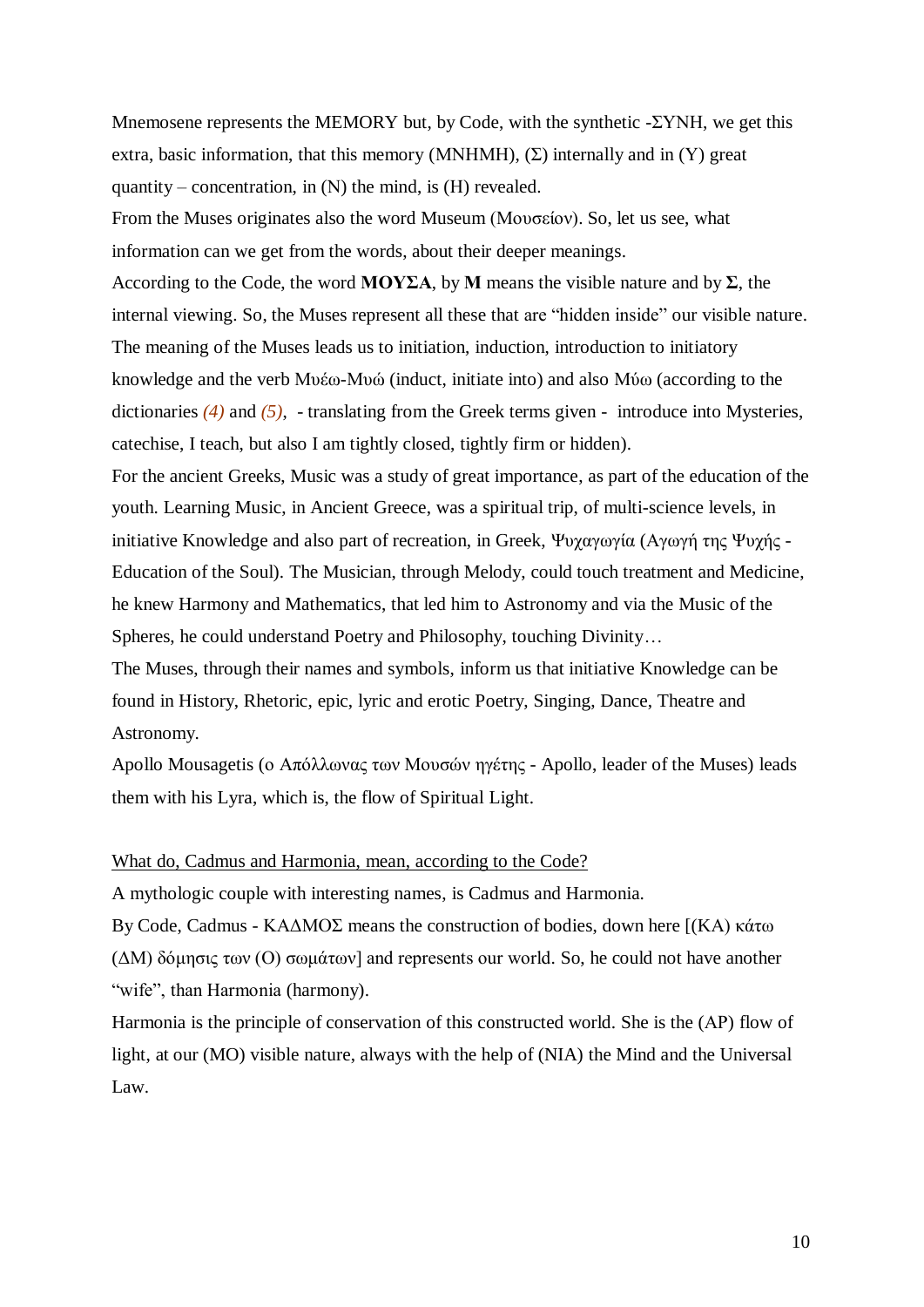Mnemosene represents the MEMORY but, by Code, with the synthetic -ΣΥΝΗ, we get this extra, basic information, that this memory (ΜΝΗΜΗ), (Σ) internally and in (Υ) great quantity – concentration, in (Ν) the mind, is (Η) revealed.

From the Muses originates also the word Museum (Μουσείον). So, let us see, what information can we get from the words, about their deeper meanings.

According to the Code, the word **ΜΟΥΣΑ**, by **Μ** means the visible nature and by **Σ**, the internal viewing. So, the Muses represent all these that are "hidden inside" our visible nature.

The meaning of the Muses leads us to initiation, induction, introduction to initiatory knowledge and the verb Μυέω-Μυώ (induct, initiate into) and also Μύω (according to the dictionaries *(4)* and *(5)*, - translating from the Greek terms given - introduce into Mysteries, catechise, I teach, but also I am tightly closed, tightly firm or hidden).

For the ancient Greeks, Music was a study of great importance, as part of the education of the youth. Learning Music, in Ancient Greece, was a spiritual trip, of multi-science levels, in initiative Knowledge and also part of recreation, in Greek, Ψυχαγωγία (Αγωγή της Ψυχής - Education of the Soul). The Musician, through Melody, could touch treatment and Medicine, he knew Harmony and Mathematics, that led him to Astronomy and via the Music of the Spheres, he could understand Poetry and Philosophy, touching Divinity…

The Muses, through their names and symbols, inform us that initiative Knowledge can be found in History, Rhetoric, epic, lyric and erotic Poetry, Singing, Dance, Theatre and Astronomy.

Apollo Mousagetis (ο Απόλλωνας των Μουσών ηγέτης - Apollo, leader of the Muses) leads them with his Lyra, which is, the flow of Spiritual Light.

<u>What do, Cadmus and Harmonia, mean, according to the Code?</u>

A mythologic couple with interesting names, is Cadmus and Harmonia.

By Code, Cadmus - ΚΑΔΜΟΣ means the construction of bodies, down here [(ΚΑ) κάτω (ΔΜ) δόμησις των (Ο) σωμάτων] and represents our world. So, he could not have another "wife", than Harmonia (harmony).

Harmonia is the principle of conservation of this constructed world. She is the (ΑΡ) flow of light, at our (ΜΟ) visible nature, always with the help of (ΝΙΑ) the Mind and the Universal Law.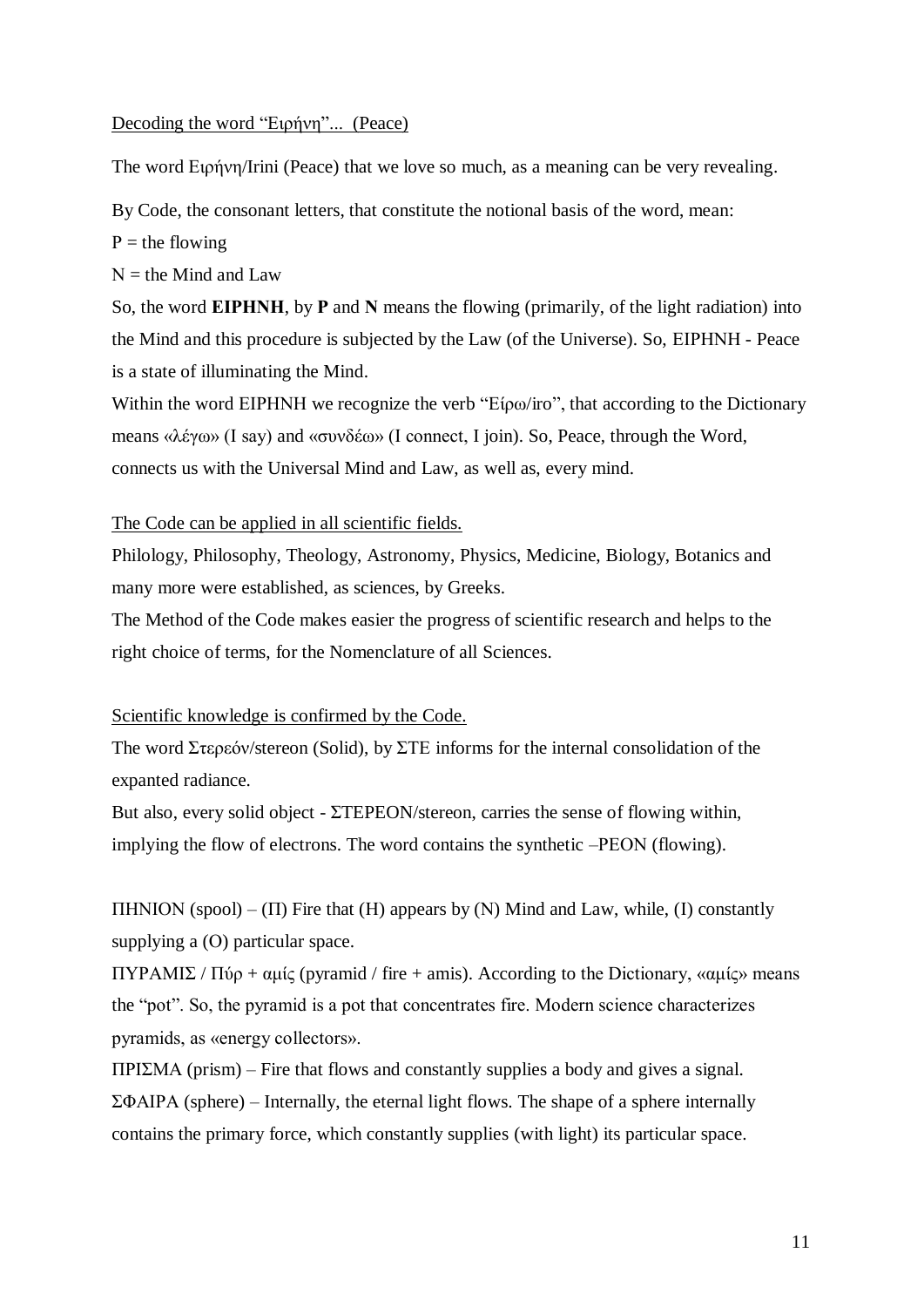Decoding the word "Ειρήνη"... (Peace)

The word Ειρήνη/Irini (Peace) that we love so much, as a meaning can be very revealing.

By Code, the consonant letters, that constitute the notional basis of the word, mean:

P = the flowing

N = the Mind and Law

So, the word **EIPHNH**, by **P** and **N** means the flowing (primarily, of the light radiation) into the Mind and this procedure is subjected by the Law (of the Universe). So, EIPHNH - Peace is a state of illuminating the Mind.

Within the word EIPHNH we recognize the verb "Είρω/iro", that according to the Dictionary means «λέγω» (I say) and «συνδέω» (I connect, I join). So, Peace, through the Word, connects us with the Universal Mind and Law, as well as, every mind.

The Code can be applied in all scientific fields.

Philology, Philosophy, Theology, Astronomy, Physics, Medicine, Biology, Botanics and many more were established, as sciences, by Greeks.

The Method of the Code makes easier the progress of scientific research and helps to the right choice of terms, for the Nomenclature of all Sciences.

Scientific knowledge is confirmed by the Code.

The word Στερεόν/stereon (Solid), by ΣΤΕ informs for the internal consolidation of the expanted radiance.

But also, every solid object - ΣΤΕΡΕΟΝ/stereon, carries the sense of flowing within, implying the flow of electrons. The word contains the synthetic –PEON (flowing).

ΠΗΝΙΟΝ (spool) – (Π) Fire that (H) appears by (N) Mind and Law, while, (I) constantly supplying a (O) particular space.

ΠΥΡΑΜΙΣ / Πύρ + αμίς (pyramid / fire + amis). According to the Dictionary, «αμίς» means the "pot". So, the pyramid is a pot that concentrates fire. Modern science characterizes pyramids, as «energy collectors».

ΠΡΙΣΜΑ (prism) – Fire that flows and constantly supplies a body and gives a signal.

ΣΦΑΙΡΑ (sphere) – Internally, the eternal light flows. The shape of a sphere internally contains the primary force, which constantly supplies (with light) its particular space.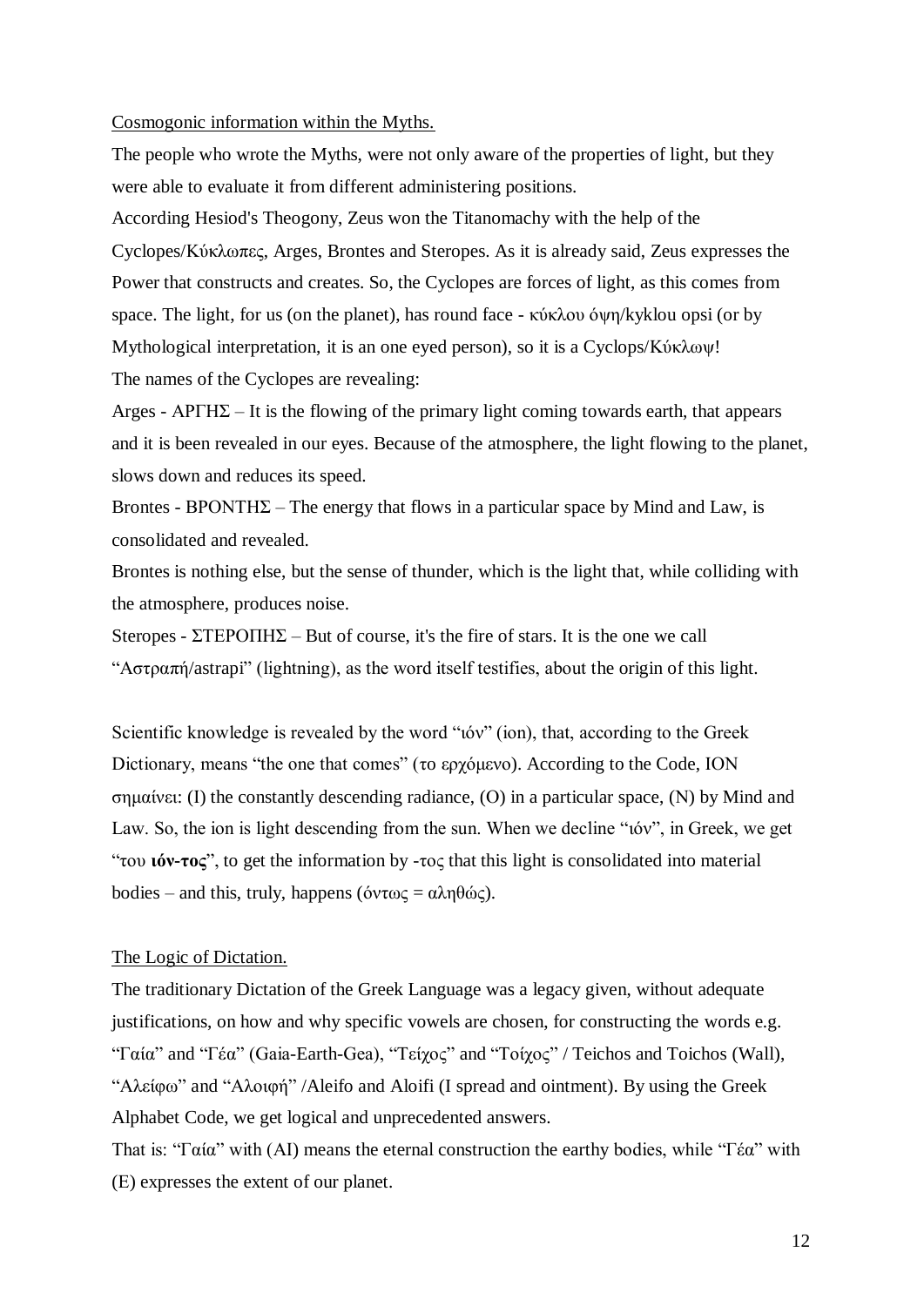Cosmogonic information within the Myths.

The people who wrote the Myths, were not only aware of the properties of light, but they were able to evaluate it from different administering positions.

According Hesiod's Theogony, Zeus won the Titanomachy with the help of the Cyclopes/Κύκλωπες, Arges, Brontes and Steropes. As it is already said, Zeus expresses the Power that constructs and creates. So, the Cyclopes are forces of light, as this comes from space. The light, for us (on the planet), has round face - κύκλου όψη/kyklou opsi (or by Mythological interpretation, it is an one eyed person), so it is a Cyclops/Κύκλωψ!

The names of the Cyclopes are revealing:

Arges - ΑΡΓΗΣ – It is the flowing of the primary light coming towards earth, that appears and it is been revealed in our eyes. Because of the atmosphere, the light flowing to the planet, slows down and reduces its speed.

Brontes - ΒΡΟΝΤΗΣ – The energy that flows in a particular space by Mind and Law, is consolidated and revealed.

Brontes is nothing else, but the sense of thunder, which is the light that, while colliding with the atmosphere, produces noise.

Steropes - ΣΤΕΡΟΠΗΣ – But of course, it's the fire of stars. It is the one we call "Αστραπή/astrapi" (lightning), as the word itself testifies, about the origin of this light.

Scientific knowledge is revealed by the word "ιόν" (ion), that, according to the Greek Dictionary, means "the one that comes" (το ερχόμενο). According to the Code, ION σημαίνει: (I) the constantly descending radiance, (O) in a particular space, (N) by Mind and Law. So, the ion is light descending from the sun. When we decline "ιόν", in Greek, we get "του **ιόν-τος**", to get the information by -τος that this light is consolidated into material bodies – and this, truly, happens (όντως = αληθώς).

The Logic of Dictation.

The traditionary Dictation of the Greek Language was a legacy given, without adequate justifications, on how and why specific vowels are chosen, for constructing the words e.g. "Γαία" and "Γέα" (Gaia-Earth-Gea), "Τείχος" and "Τοίχος" / Teichos and Toichos (Wall), "Αλείφω" and "Αλοιφή" /Aleifo and Aloifi (I spread and ointment). By using the Greek Alphabet Code, we get logical and unprecedented answers.

That is: "Γαία" with (AI) means the eternal construction the earthy bodies, while "Γέα" with (E) expresses the extent of our planet.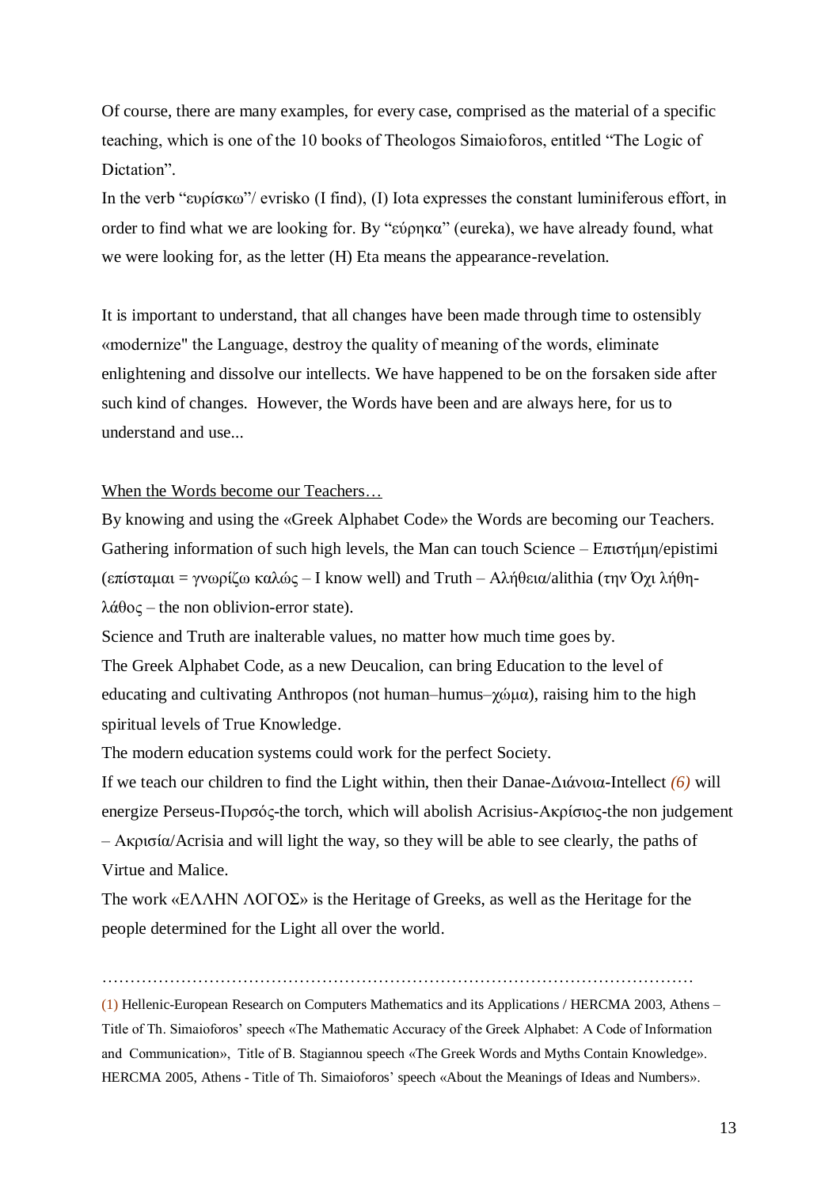Of course, there are many examples, for every case, comprised as the material of a specific teaching, which is one of the 10 books of Theologos Simaioforos, entitled “The Logic of Dictation”.

In the verb “ευρίσκω”/ evrisko (I find), (I) Iota expresses the constant luminiferous effort, in order to find what we are looking for. By “εύρηκα” (eureka), we have already found, what we were looking for, as the letter (H) Eta means the appearance-revelation.

It is important to understand, that all changes have been made through time to ostensibly «modernize" the Language, destroy the quality of meaning of the words, eliminate enlightening and dissolve our intellects. We have happened to be on the forsaken side after such kind of changes. However, the Words have been and are always here, for us to understand and use...

<u>When the Words become our Teachers…</u>

By knowing and using the «Greek Alphabet Code» the Words are becoming our Teachers. Gathering information of such high levels, the Man can touch Science – Επιστήμη/epistimi (επίσταμαι = γνωρίζω καλώς – I know well) and Truth – Αλήθεια/alithia (την Όχι λήθη-λάθος – the non oblivion-error state).

Science and Truth are inalterable values, no matter how much time goes by.

The Greek Alphabet Code, as a new Deucalion, can bring Education to the level of educating and cultivating Anthropos (not human–humus–χώμα), raising him to the high spiritual levels of True Knowledge.

The modern education systems could work for the perfect Society.

If we teach our children to find the Light within, then their Danae-Διάνοια-Intellect *(6)* will energize Perseus-Πυρσός-the torch, which will abolish Acrisius-Ακρίσιος-the non judgement – Ακρισία/Acrisia and will light the way, so they will be able to see clearly, the paths of Virtue and Malice.

The work «ΕΛΛΗΝ ΛΟΓΟΣ» is the Heritage of Greeks, as well as the Heritage for the people determined for the Light all over the world.

……………………………………………………………………………………………

(1) Hellenic-European Research on Computers Mathematics and its Applications / HERCMA 2003, Athens – Title of Th. Simaioforos’ speech «The Mathematic Accuracy of the Greek Alphabet: A Code of Information and Communication», Title of B. Stagiannou speech «The Greek Words and Myths Contain Knowledge». HERCMA 2005, Athens - Title of Th. Simaioforos’ speech «About the Meanings of Ideas and Numbers».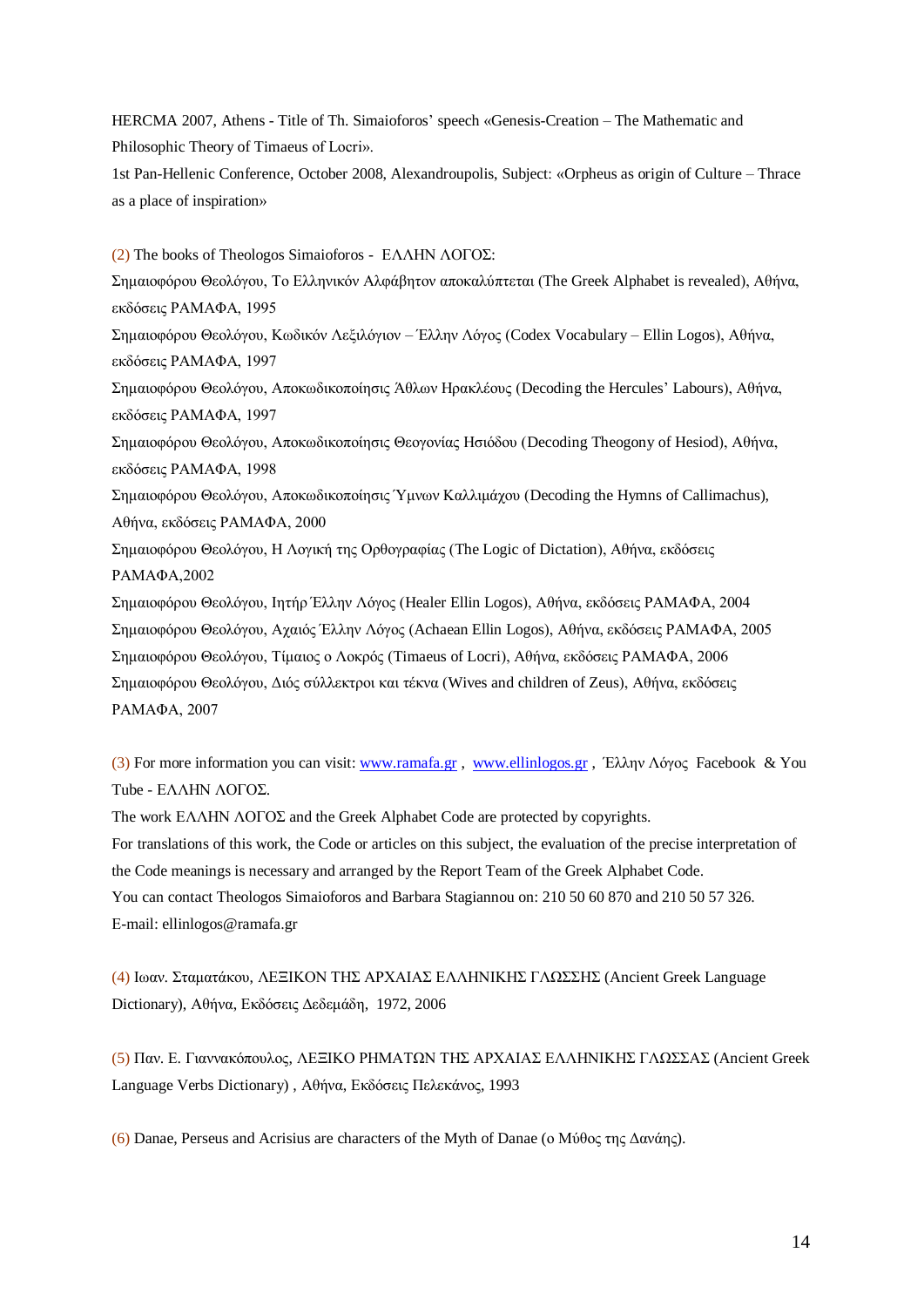HERCMA 2007, Athens - Title of Th. Simaioforos' speech «Genesis-Creation – The Mathematic and Philosophic Theory of Timaeus of Locri».

1st Pan-Hellenic Conference, October 2008, Alexandroupolis, Subject: «Orpheus as origin of Culture – Thrace as a place of inspiration»

(2) The books of Theologos Simaioforos - ΕΛΛΗΝ ΛΟΓΟΣ:

Σημαιοφόρου Θεολόγου, Το Ελληνικόν Αλφάβητον αποκαλύπτεται (The Greek Alphabet is revealed), Αθήνα, εκδόσεις ΡΑΜΑΦΑ, 1995

Σημαιοφόρου Θεολόγου, Κωδικόν Λεξιλόγιον – Έλλην Λόγος (Codex Vocabulary – Ellin Logos), Αθήνα, εκδόσεις ΡΑΜΑΦΑ, 1997

Σημαιοφόρου Θεολόγου, Αποκωδικοποίησις Άθλων Ηρακλέους (Decoding the Hercules' Labours), Αθήνα, εκδόσεις ΡΑΜΑΦΑ, 1997

Σημαιοφόρου Θεολόγου, Αποκωδικοποίησις Θεογονίας Ησιόδου (Decoding Theogony of Hesiod), Αθήνα, εκδόσεις ΡΑΜΑΦΑ, 1998

Σημαιοφόρου Θεολόγου, Αποκωδικοποίησις Ύμνων Καλλιμάχου (Decoding the Hymns of Callimachus), Αθήνα, εκδόσεις ΡΑΜΑΦΑ, 2000

Σημαιοφόρου Θεολόγου, Η Λογική της Ορθογραφίας (The Logic of Dictation), Αθήνα, εκδόσεις ΡΑΜΑΦΑ,2002

Σημαιοφόρου Θεολόγου, Ιητήρ Έλλην Λόγος (Healer Ellin Logos), Αθήνα, εκδόσεις ΡΑΜΑΦΑ, 2004

Σημαιοφόρου Θεολόγου, Αχαιός Έλλην Λόγος (Achaean Ellin Logos), Αθήνα, εκδόσεις ΡΑΜΑΦΑ, 2005

Σημαιοφόρου Θεολόγου, Τίμαιος ο Λοκρός (Timaeus of Locri), Αθήνα, εκδόσεις ΡΑΜΑΦΑ, 2006

Σημαιοφόρου Θεολόγου, Διός σύλλεκτροι και τέκνα (Wives and children of Zeus), Αθήνα, εκδόσεις ΡΑΜΑΦΑ, 2007

(3) For more information you can visit: [www.ramafa.gr](www.ramafa.gr) , [www.ellinlogos.gr](www.ellinlogos.gr) , Έλλην Λόγος Facebook & You Tube - ΕΛΛΗΝ ΛΟΓΟΣ.

The work ΕΛΛΗΝ ΛΟΓΟΣ and the Greek Alphabet Code are protected by copyrights.

For translations of this work, the Code or articles on this subject, the evaluation of the precise interpretation of the Code meanings is necessary and arranged by the Report Team of the Greek Alphabet Code.

You can contact Theologos Simaioforos and Barbara Stagiannou on: 210 50 60 870 and 210 50 57 326.

E-mail: ellinlogos@ramafa.gr

(4) Ιωαν. Σταματάκου, ΛΕΞΙΚΟΝ ΤΗΣ ΑΡΧΑΙΑΣ ΕΛΛΗΝΙΚΗΣ ΓΛΩΣΣΗΣ (Ancient Greek Language Dictionary), Αθήνα, Εκδόσεις Δεδεμάδη, 1972, 2006

(5) Παν. Ε. Γιαννακόπουλος, ΛΕΞΙΚΟ ΡΗΜΑΤΩΝ ΤΗΣ ΑΡΧΑΙΑΣ ΕΛΛΗΝΙΚΗΣ ΓΛΩΣΣΑΣ (Ancient Greek Language Verbs Dictionary) , Αθήνα, Εκδόσεις Πελεκάνος, 1993

(6) Danae, Perseus and Acrisius are characters of the Myth of Danae (ο Μύθος της Δανάης).